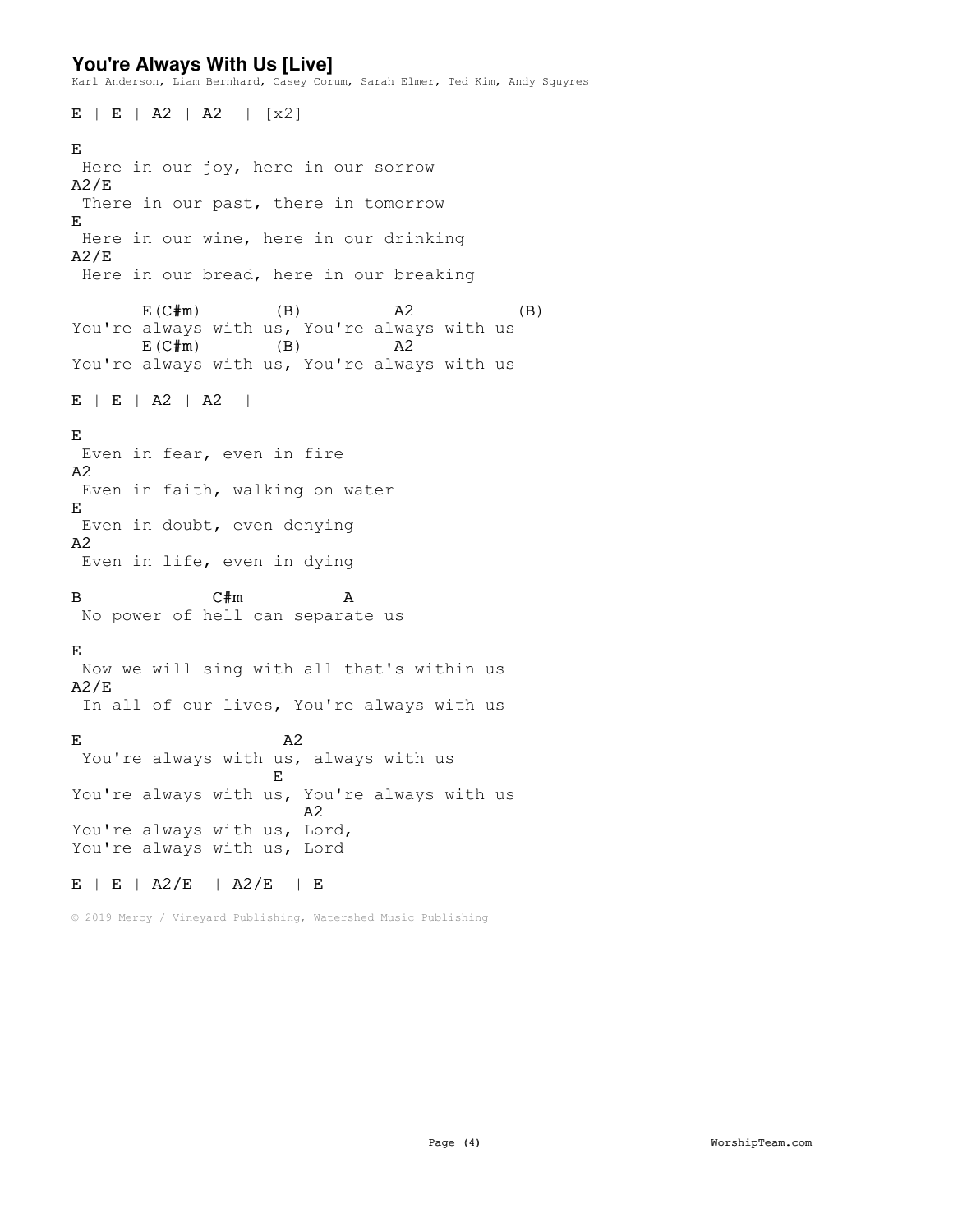## You're Always With Us [Live]

Karl Anderson, Liam Bernhard, Casey Corum, Sarah Elmer, Ted Kim, Andy Squyres

```
E | E | A2 | A2  | [x2]

E
 Here in our joy, here in our sorrow
A2/E
 There in our past, there in tomorrow
E
 Here in our wine, here in our drinking
A2/E
 Here in our bread, here in our breaking

       E(C#m)       (B)         A2          (B)
You're always with us, You're always with us
       E(C#m)       (B)         A2
You're always with us, You're always with us

E | E | A2 | A2  |

E
 Even in fear, even in fire
A2
 Even in faith, walking on water
E
 Even in doubt, even denying
A2
 Even in life, even in dying

B            C#m          A
 No power of hell can separate us

E
 Now we will sing with all that's within us
A2/E
 In all of our lives, You're always with us

E                    A2
 You're always with us, always with us
                    E
You're always with us, You're always with us
                      A2
You're always with us, Lord,
You're always with us, Lord

E | E | A2/E  | A2/E  | E
```

© 2019 Mercy / Vineyard Publishing, Watershed Music Publishing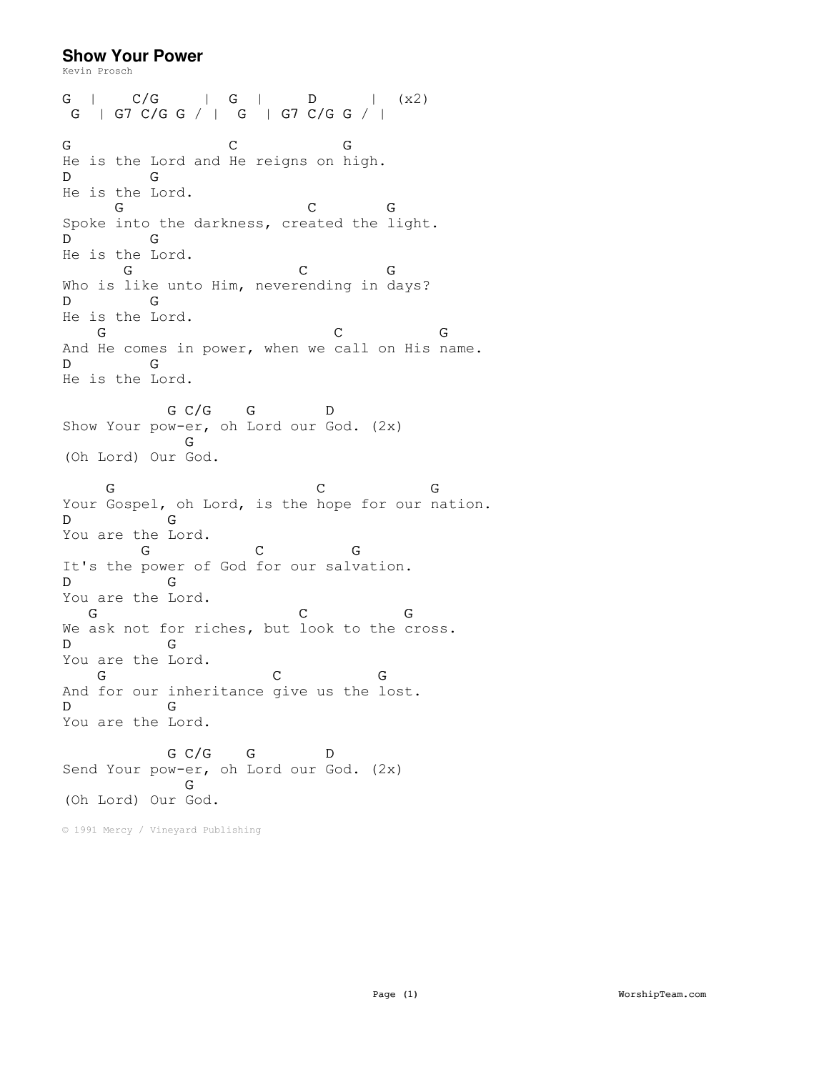## Show Your Power

Kevin Prosch

```
G  |    C/G     |  G  |     D      |  (x2)
 G  | G7 C/G G / |  G  | G7 C/G G / |

G                  C           G
He is the Lord and He reigns on high.
D        G
He is the Lord.
      G                     C        G
Spoke into the darkness, created the light.
D        G
He is the Lord.
       G                  C         G
Who is like unto Him, neverending in days?
D        G
He is the Lord.
    G                          C           G
And He comes in power, when we call on His name.
D        G
He is the Lord.

           G C/G    G        D
Show Your pow-er, oh Lord our God. (2x)
             G
(Oh Lord) Our God.

     G                        C           G
Your Gospel, oh Lord, is the hope for our nation.
D          G
You are the Lord.
        G           C          G
It's the power of God for our salvation.
D          G
You are the Lord.
   G                      C           G
We ask not for riches, but look to the cross.
D          G
You are the Lord.
    G                  C          G
And for our inheritance give us the lost.
D          G
You are the Lord.

           G C/G    G        D
Send Your pow-er, oh Lord our God. (2x)
             G
(Oh Lord) Our God.
```

© 1991 Mercy / Vineyard Publishing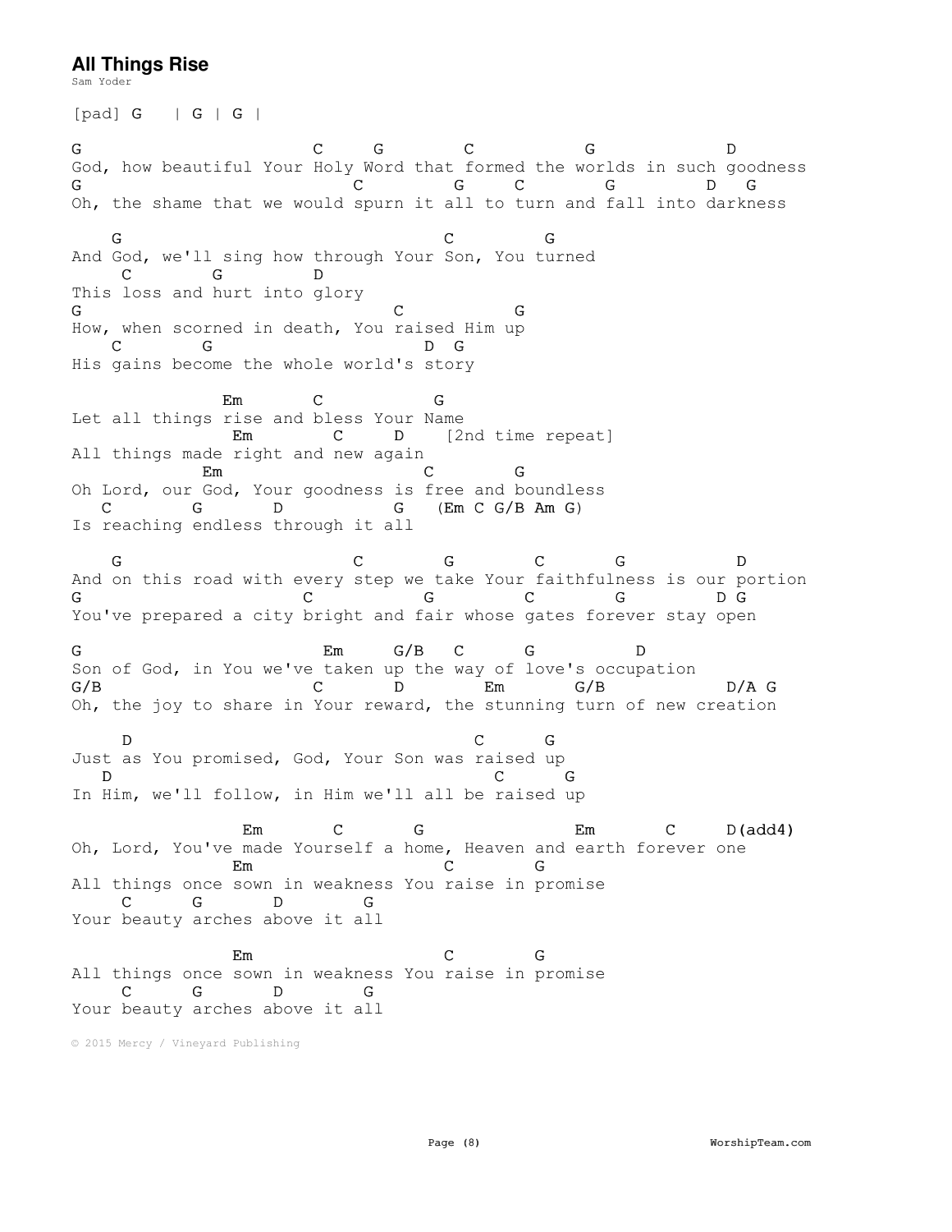## All Things Rise

Sam Yoder

```
[pad] G   | G | G |

G                      C     G        C           G             D
God, how beautiful Your Holy Word that formed the worlds in such goodness
G                          C         G     C        G         D   G
Oh, the shame that we would spurn it all to turn and fall into darkness

    G                                C         G
And God, we'll sing how through Your Son, You turned
     C        G         D
This loss and hurt into glory
G                              C          G
How, when scorned in death, You raised Him up
    C         G                    D  G
His gains become the whole world's story

              Em       C           G
Let all things rise and bless Your Name
               Em        C     D    [2nd time repeat]
All things made right and new again
            Em                    C        G
Oh Lord, our God, Your goodness is free and boundless
   C        G       D           G   (Em C G/B Am G)
Is reaching endless through it all

    G                        C        G        C       G           D
And on this road with every step we take Your faithfulness is our portion
G                      C           G         C        G         D G
You've prepared a city bright and fair whose gates forever stay open

G                          Em     G/B   C      G          D
Son of God, in You we've taken up the way of love's occupation
G/B                     C       D        Em       G/B            D/A G
Oh, the joy to share in Your reward, the stunning turn of new creation

     D                                   C      G
Just as You promised, God, Your Son was raised up
   D                                       C      G
In Him, we'll follow, in Him we'll all be raised up

                Em       C       G               Em       C     D(add4)
Oh, Lord, You've made Yourself a home, Heaven and earth forever one
               Em                    C        G
All things once sown in weakness You raise in promise
     C      G       D        G
Your beauty arches above it all

               Em                    C        G
All things once sown in weakness You raise in promise
     C      G       D        G
Your beauty arches above it all
```

© 2015 Mercy / Vineyard Publishing